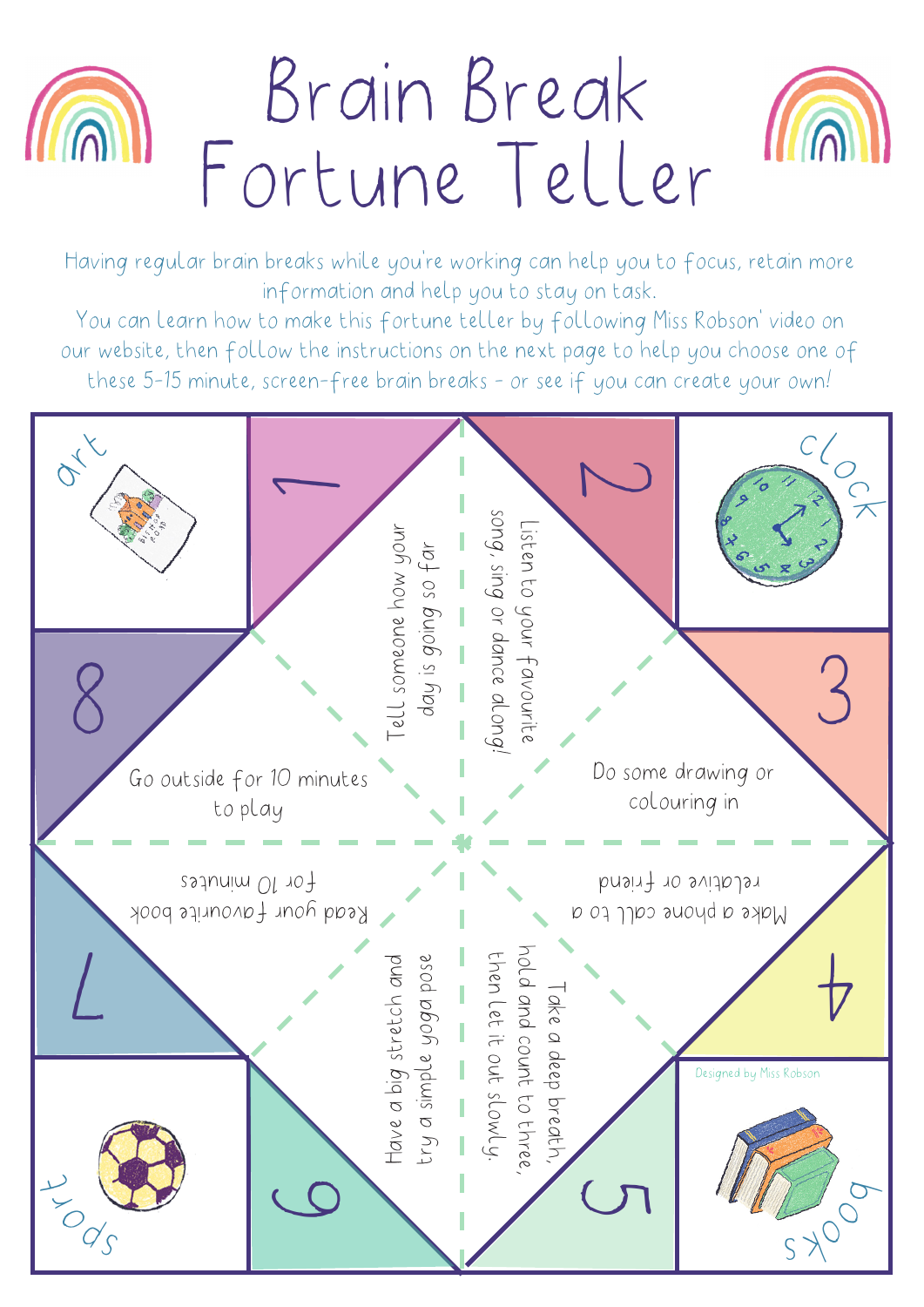# Brain Break Fortune Teller

Having regular brain breaks while you're working can help you to focus, retain more information and help you to stay on task.
You can learn how to make this fortune teller by following Miss Robson' video on our website, then follow the instructions on the next page to help you choose one of these 5-15 minute, screen-free brain breaks - or see if you can create your own!

art

clock

sport

books

1

2

3

4

5

6

7

8

Tell someone how your day is going so far

Listen to your favourite song, sing or dance along!

Do some drawing or colouring in

Make a phone call to a relative or friend

Take a deep breath, hold and count to three, then let it out slowly.

Have a big stretch and try a simple yoga pose

Read your favourite book for 10 minutes

Go outside for 10 minutes to play

Designed by Miss Robson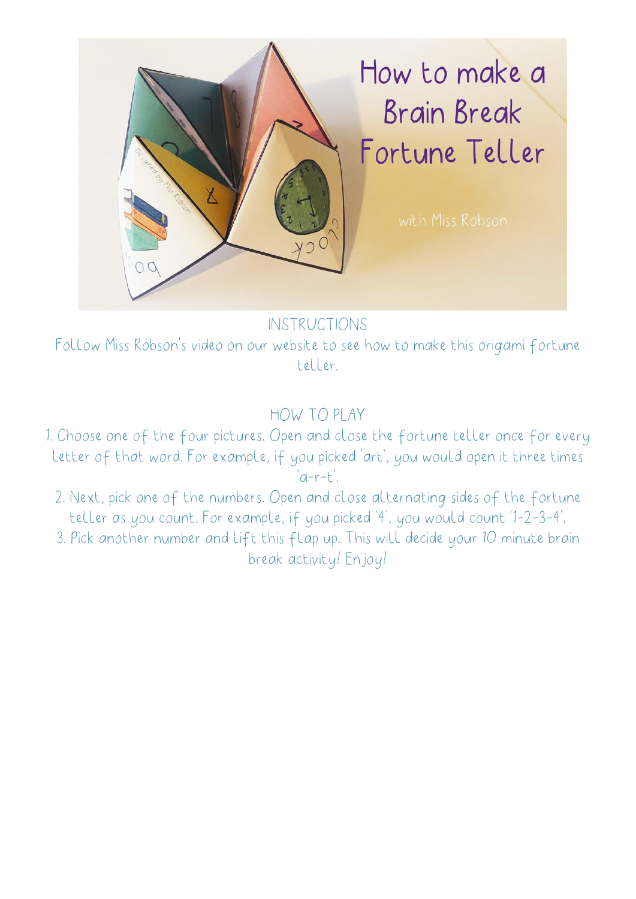# How to make a Brain Break Fortune Teller

with Miss Robson

## INSTRUCTIONS

Follow Miss Robson's video on our website to see how to make this origami fortune teller.

## HOW TO PLAY

1. Choose one of the four pictures. Open and close the fortune teller once for every letter of that word. For example, if you picked 'art', you would open it three times 'a-r-t'.
2. Next, pick one of the numbers. Open and close alternating sides of the fortune teller as you count. For example, if you picked '4', you would count '1-2-3-4'.
3. Pick another number and lift this flap up. This will decide your 10 minute brain break activity! Enjoy!